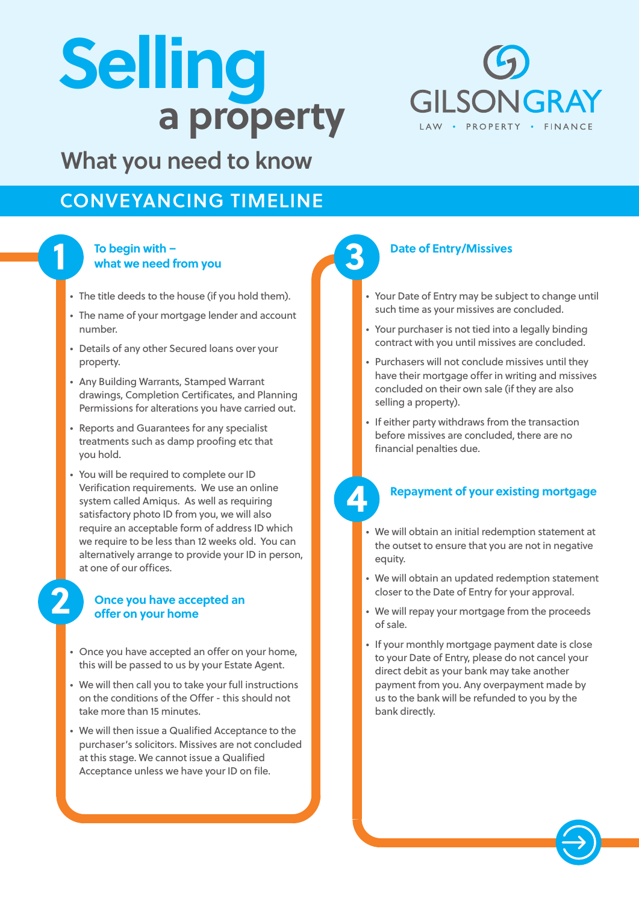# Selling a property

## What you need to know

GILSONGRAY

LAW • PROPERTY • FINANCE

## CONVEYANCING TIMELINE

### 1 To begin with – what we need from you

- The title deeds to the house (if you hold them).
- The name of your mortgage lender and account number.
- Details of any other Secured loans over your property.
- Any Building Warrants, Stamped Warrant drawings, Completion Certificates, and Planning Permissions for alterations you have carried out.
- Reports and Guarantees for any specialist treatments such as damp proofing etc that you hold.
- You will be required to complete our ID Verification requirements. We use an online system called Amiqus. As well as requiring satisfactory photo ID from you, we will also require an acceptable form of address ID which we require to be less than 12 weeks old. You can alternatively arrange to provide your ID in person, at one of our offices.

### 2 Once you have accepted an offer on your home

- Once you have accepted an offer on your home, this will be passed to us by your Estate Agent.
- We will then call you to take your full instructions on the conditions of the Offer - this should not take more than 15 minutes.
- We will then issue a Qualified Acceptance to the purchaser's solicitors. Missives are not concluded at this stage. We cannot issue a Qualified Acceptance unless we have your ID on file.

### 3 Date of Entry/Missives

- Your Date of Entry may be subject to change until such time as your missives are concluded.
- Your purchaser is not tied into a legally binding contract with you until missives are concluded.
- Purchasers will not conclude missives until they have their mortgage offer in writing and missives concluded on their own sale (if they are also selling a property).
- If either party withdraws from the transaction before missives are concluded, there are no financial penalties due.

### 4 Repayment of your existing mortgage

- We will obtain an initial redemption statement at the outset to ensure that you are not in negative equity.
- We will obtain an updated redemption statement closer to the Date of Entry for your approval.
- We will repay your mortgage from the proceeds of sale.
- If your monthly mortgage payment date is close to your Date of Entry, please do not cancel your direct debit as your bank may take another payment from you. Any overpayment made by us to the bank will be refunded to you by the bank directly.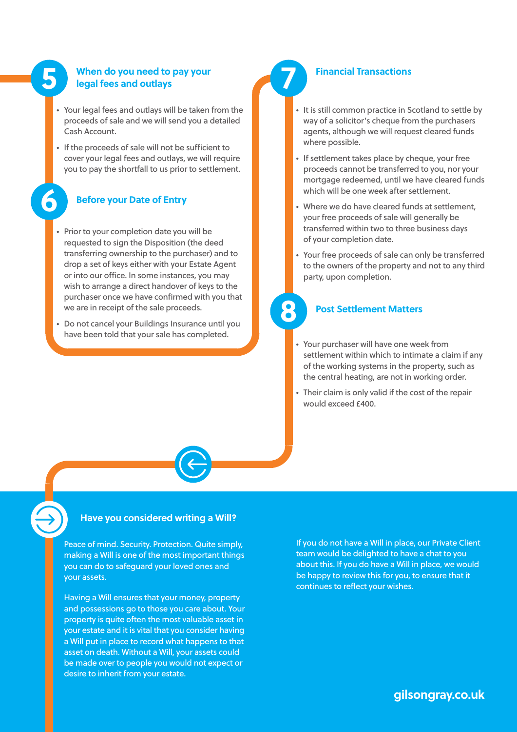## 5 When do you need to pay your legal fees and outlays

- Your legal fees and outlays will be taken from the proceeds of sale and we will send you a detailed Cash Account.
- If the proceeds of sale will not be sufficient to cover your legal fees and outlays, we will require you to pay the shortfall to us prior to settlement.

## 6 Before your Date of Entry

- Prior to your completion date you will be requested to sign the Disposition (the deed transferring ownership to the purchaser) and to drop a set of keys either with your Estate Agent or into our office. In some instances, you may wish to arrange a direct handover of keys to the purchaser once we have confirmed with you that we are in receipt of the sale proceeds.
- Do not cancel your Buildings Insurance until you have been told that your sale has completed.

## 7 Financial Transactions

- It is still common practice in Scotland to settle by way of a solicitor's cheque from the purchasers agents, although we will request cleared funds where possible.
- If settlement takes place by cheque, your free proceeds cannot be transferred to you, nor your mortgage redeemed, until we have cleared funds which will be one week after settlement.
- Where we do have cleared funds at settlement, your free proceeds of sale will generally be transferred within two to three business days of your completion date.
- Your free proceeds of sale can only be transferred to the owners of the property and not to any third party, upon completion.

## 8 Post Settlement Matters

- Your purchaser will have one week from settlement within which to intimate a claim if any of the working systems in the property, such as the central heating, are not in working order.
- Their claim is only valid if the cost of the repair would exceed £400.

## Have you considered writing a Will?

Peace of mind. Security. Protection. Quite simply, making a Will is one of the most important things you can do to safeguard your loved ones and your assets.

Having a Will ensures that your money, property and possessions go to those you care about. Your property is quite often the most valuable asset in your estate and it is vital that you consider having a Will put in place to record what happens to that asset on death. Without a Will, your assets could be made over to people you would not expect or desire to inherit from your estate.

If you do not have a Will in place, our Private Client team would be delighted to have a chat to you about this. If you do have a Will in place, we would be happy to review this for you, to ensure that it continues to reflect your wishes.

gilsongray.co.uk